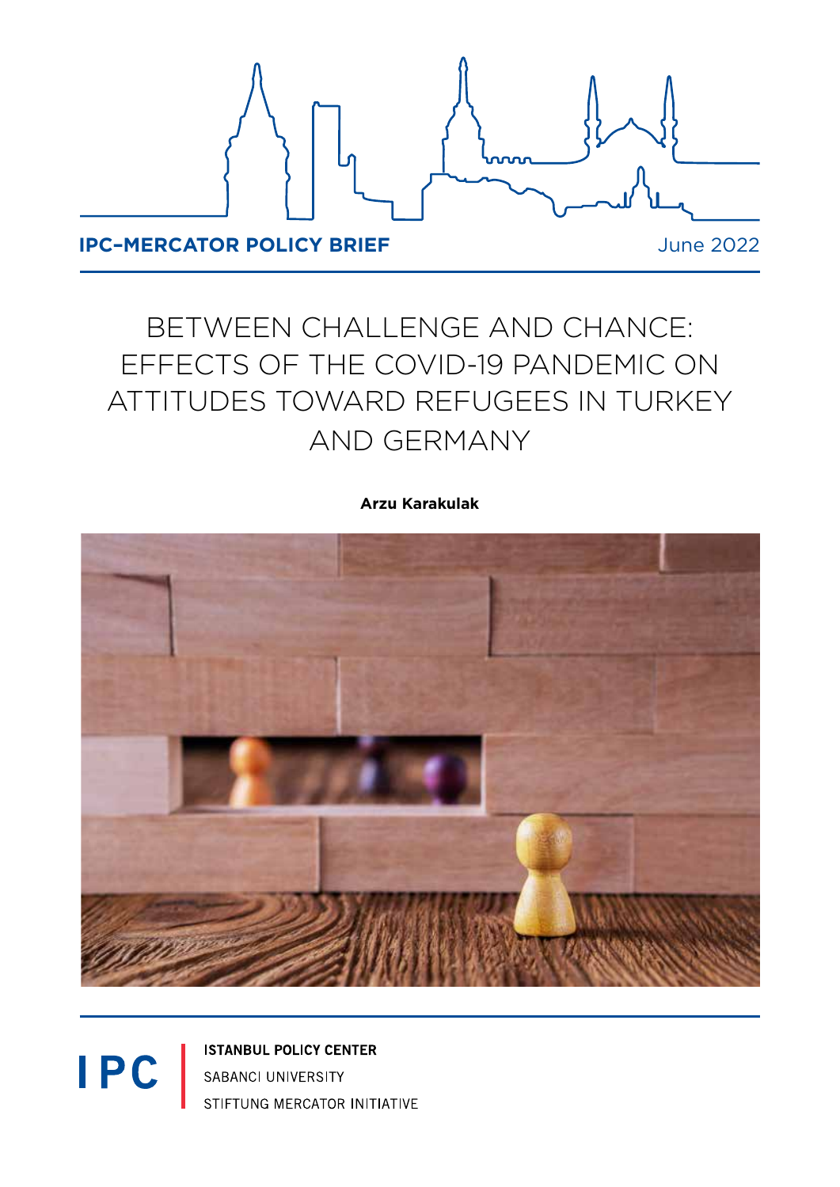**IPC–MERCATOR POLICY BRIEF**

June 2022

# BETWEEN CHALLENGE AND CHANCE: EFFECTS OF THE COVID-19 PANDEMIC ON ATTITUDES TOWARD REFUGEES IN TURKEY AND GERMANY

**Arzu Karakulak**

IPC

**ISTANBUL POLICY CENTER**

SABANCI UNIVERSITY

STIFTUNG MERCATOR INITIATIVE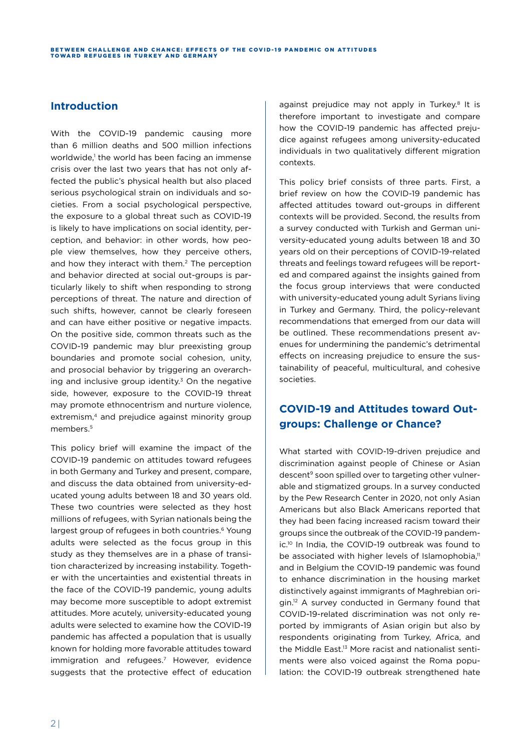## Introduction

With the COVID-19 pandemic causing more than 6 million deaths and 500 million infections worldwide,[1] the world has been facing an immense crisis over the last two years that has not only affected the public's physical health but also placed serious psychological strain on individuals and societies. From a social psychological perspective, the exposure to a global threat such as COVID-19 is likely to have implications on social identity, perception, and behavior: in other words, how people view themselves, how they perceive others, and how they interact with them.[2] The perception and behavior directed at social out-groups is particularly likely to shift when responding to strong perceptions of threat. The nature and direction of such shifts, however, cannot be clearly foreseen and can have either positive or negative impacts. On the positive side, common threats such as the COVID-19 pandemic may blur preexisting group boundaries and promote social cohesion, unity, and prosocial behavior by triggering an overarching and inclusive group identity.[3] On the negative side, however, exposure to the COVID-19 threat may promote ethnocentrism and nurture violence, extremism,[4] and prejudice against minority group members.[5]

This policy brief will examine the impact of the COVID-19 pandemic on attitudes toward refugees in both Germany and Turkey and present, compare, and discuss the data obtained from university-educated young adults between 18 and 30 years old. These two countries were selected as they host millions of refugees, with Syrian nationals being the largest group of refugees in both countries.[6] Young adults were selected as the focus group in this study as they themselves are in a phase of transition characterized by increasing instability. Together with the uncertainties and existential threats in the face of the COVID-19 pandemic, young adults may become more susceptible to adopt extremist attitudes. More acutely, university-educated young adults were selected to examine how the COVID-19 pandemic has affected a population that is usually known for holding more favorable attitudes toward immigration and refugees.[7] However, evidence suggests that the protective effect of education against prejudice may not apply in Turkey.[8] It is therefore important to investigate and compare how the COVID-19 pandemic has affected prejudice against refugees among university-educated individuals in two qualitatively different migration contexts.

This policy brief consists of three parts. First, a brief review on how the COVID-19 pandemic has affected attitudes toward out-groups in different contexts will be provided. Second, the results from a survey conducted with Turkish and German university-educated young adults between 18 and 30 years old on their perceptions of COVID-19-related threats and feelings toward refugees will be reported and compared against the insights gained from the focus group interviews that were conducted with university-educated young adult Syrians living in Turkey and Germany. Third, the policy-relevant recommendations that emerged from our data will be outlined. These recommendations present avenues for undermining the pandemic's detrimental effects on increasing prejudice to ensure the sustainability of peaceful, multicultural, and cohesive societies.

## COVID-19 and Attitudes toward Out-groups: Challenge or Chance?

What started with COVID-19-driven prejudice and discrimination against people of Chinese or Asian descent[9] soon spilled over to targeting other vulnerable and stigmatized groups. In a survey conducted by the Pew Research Center in 2020, not only Asian Americans but also Black Americans reported that they had been facing increased racism toward their groups since the outbreak of the COVID-19 pandemic.[10] In India, the COVID-19 outbreak was found to be associated with higher levels of Islamophobia,[11] and in Belgium the COVID-19 pandemic was found to enhance discrimination in the housing market distinctively against immigrants of Maghrebian origin.[12] A survey conducted in Germany found that COVID-19-related discrimination was not only reported by immigrants of Asian origin but also by respondents originating from Turkey, Africa, and the Middle East.[13] More racist and nationalist sentiments were also voiced against the Roma population: the COVID-19 outbreak strengthened hate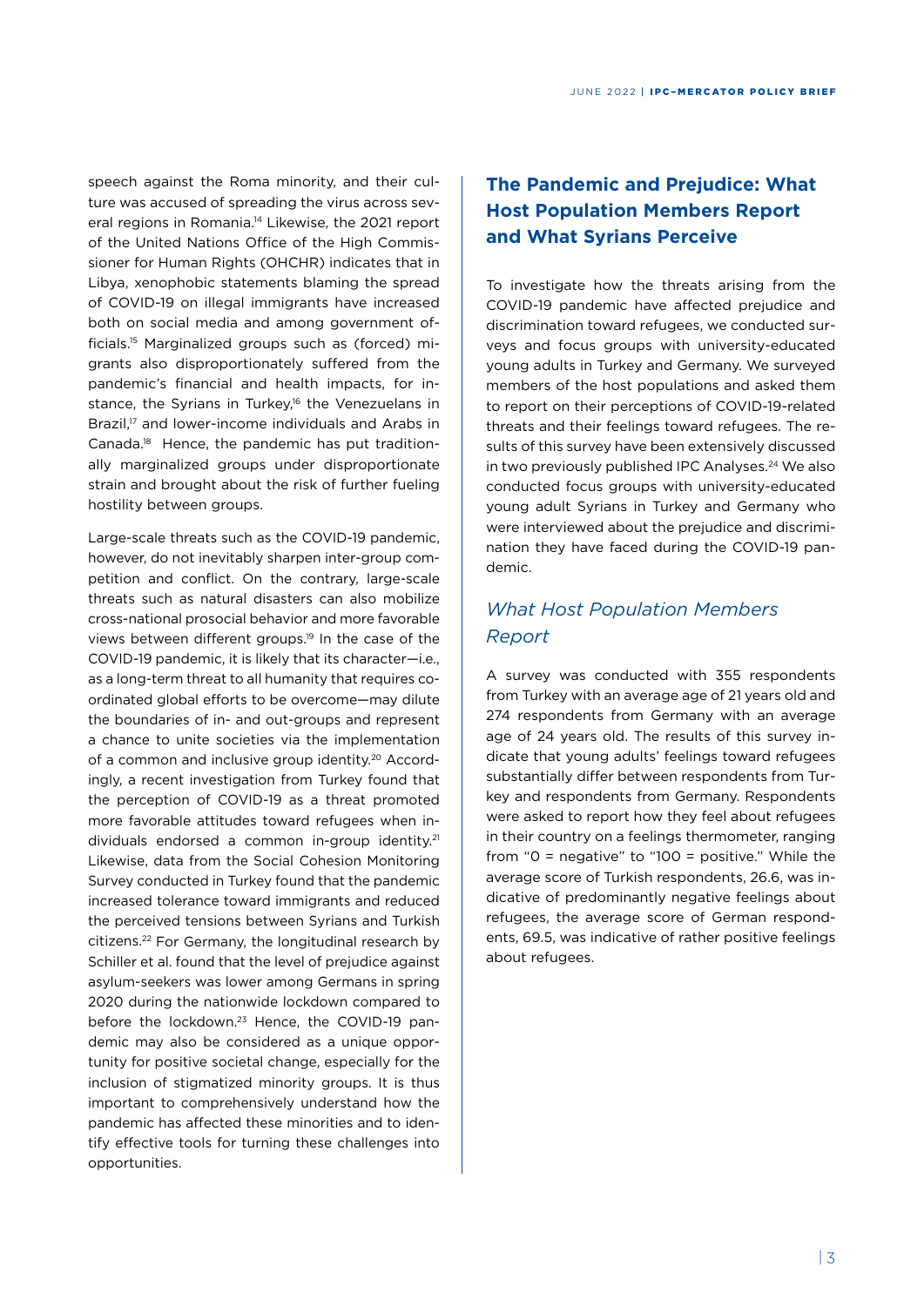speech against the Roma minority, and their culture was accused of spreading the virus across several regions in Romania.[14] Likewise, the 2021 report of the United Nations Office of the High Commissioner for Human Rights (OHCHR) indicates that in Libya, xenophobic statements blaming the spread of COVID-19 on illegal immigrants have increased both on social media and among government officials.[15] Marginalized groups such as (forced) migrants also disproportionately suffered from the pandemic's financial and health impacts, for instance, the Syrians in Turkey,[16] the Venezuelans in Brazil,[17] and lower-income individuals and Arabs in Canada.[18] Hence, the pandemic has put traditionally marginalized groups under disproportionate strain and brought about the risk of further fueling hostility between groups.

Large-scale threats such as the COVID-19 pandemic, however, do not inevitably sharpen inter-group competition and conflict. On the contrary, large-scale threats such as natural disasters can also mobilize cross-national prosocial behavior and more favorable views between different groups.[19] In the case of the COVID-19 pandemic, it is likely that its character—i.e., as a long-term threat to all humanity that requires coordinated global efforts to be overcome—may dilute the boundaries of in- and out-groups and represent a chance to unite societies via the implementation of a common and inclusive group identity.[20] Accordingly, a recent investigation from Turkey found that the perception of COVID-19 as a threat promoted more favorable attitudes toward refugees when individuals endorsed a common in-group identity.[21] Likewise, data from the Social Cohesion Monitoring Survey conducted in Turkey found that the pandemic increased tolerance toward immigrants and reduced the perceived tensions between Syrians and Turkish citizens.[22] For Germany, the longitudinal research by Schiller et al. found that the level of prejudice against asylum-seekers was lower among Germans in spring 2020 during the nationwide lockdown compared to before the lockdown.[23] Hence, the COVID-19 pandemic may also be considered as a unique opportunity for positive societal change, especially for the inclusion of stigmatized minority groups. It is thus important to comprehensively understand how the pandemic has affected these minorities and to identify effective tools for turning these challenges into opportunities.

## The Pandemic and Prejudice: What Host Population Members Report and What Syrians Perceive

To investigate how the threats arising from the COVID-19 pandemic have affected prejudice and discrimination toward refugees, we conducted surveys and focus groups with university-educated young adults in Turkey and Germany. We surveyed members of the host populations and asked them to report on their perceptions of COVID-19-related threats and their feelings toward refugees. The results of this survey have been extensively discussed in two previously published IPC Analyses.[24] We also conducted focus groups with university-educated young adult Syrians in Turkey and Germany who were interviewed about the prejudice and discrimination they have faced during the COVID-19 pandemic.

### *What Host Population Members Report*

A survey was conducted with 355 respondents from Turkey with an average age of 21 years old and 274 respondents from Germany with an average age of 24 years old. The results of this survey indicate that young adults' feelings toward refugees substantially differ between respondents from Turkey and respondents from Germany. Respondents were asked to report how they feel about refugees in their country on a feelings thermometer, ranging from "0 = negative" to "100 = positive." While the average score of Turkish respondents, 26.6, was indicative of predominantly negative feelings about refugees, the average score of German respondents, 69.5, was indicative of rather positive feelings about refugees.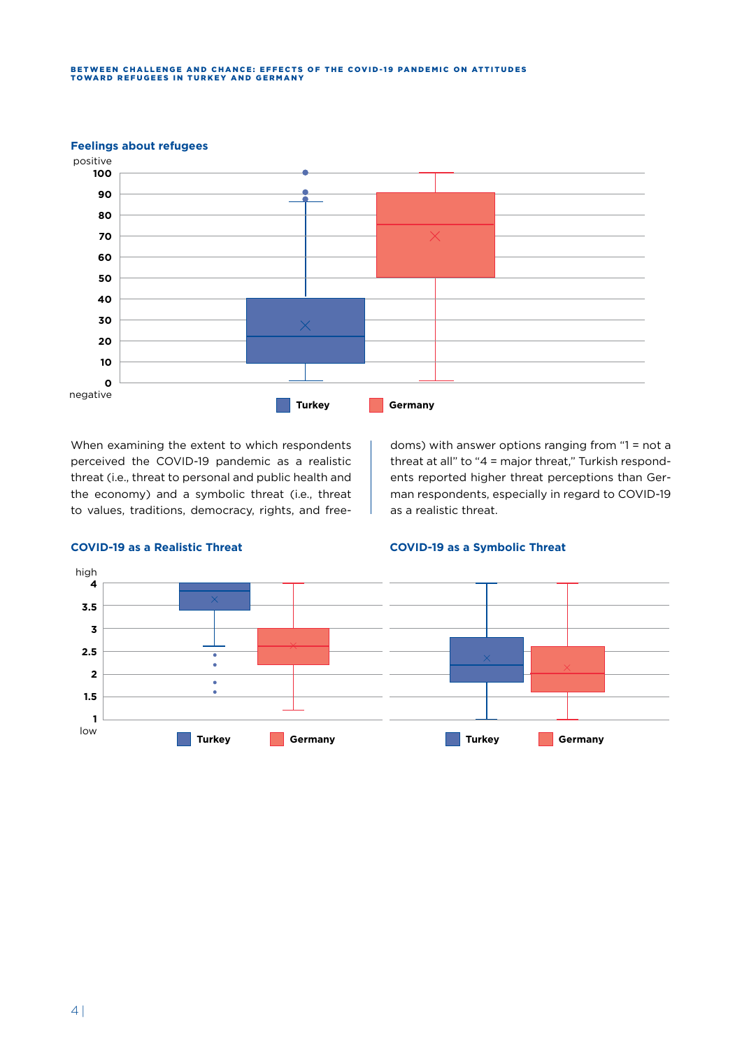**Feelings about refugees**

positive
100
90
80
70
60
50
40
30
20
10
0
negative

Turkey Germany

When examining the extent to which respondents perceived the COVID-19 pandemic as a realistic threat (i.e., threat to personal and public health and the economy) and a symbolic threat (i.e., threat to values, traditions, democracy, rights, and freedoms) with answer options ranging from "1 = not a threat at all" to "4 = major threat," Turkish respondents reported higher threat perceptions than German respondents, especially in regard to COVID-19 as a realistic threat.

**COVID-19 as a Realistic Threat**

high
4
3.5
3
2.5
2
1.5
1
low

Turkey Germany

**COVID-19 as a Symbolic Threat**

Turkey Germany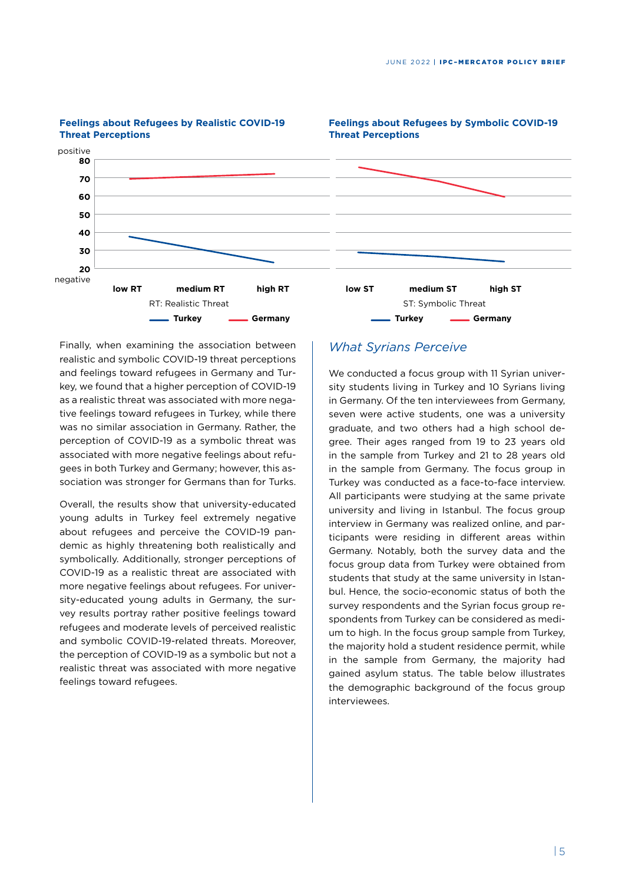**Feelings about Refugees by Realistic COVID-19 Threat Perceptions**

**Feelings about Refugees by Symbolic COVID-19 Threat Perceptions**

Finally, when examining the association between realistic and symbolic COVID-19 threat perceptions and feelings toward refugees in Germany and Turkey, we found that a higher perception of COVID-19 as a realistic threat was associated with more negative feelings toward refugees in Turkey, while there was no similar association in Germany. Rather, the perception of COVID-19 as a symbolic threat was associated with more negative feelings about refugees in both Turkey and Germany; however, this association was stronger for Germans than for Turks.

Overall, the results show that university-educated young adults in Turkey feel extremely negative about refugees and perceive the COVID-19 pandemic as highly threatening both realistically and symbolically. Additionally, stronger perceptions of COVID-19 as a realistic threat are associated with more negative feelings about refugees. For university-educated young adults in Germany, the survey results portray rather positive feelings toward refugees and moderate levels of perceived realistic and symbolic COVID-19-related threats. Moreover, the perception of COVID-19 as a symbolic but not a realistic threat was associated with more negative feelings toward refugees.

## *What Syrians Perceive*

We conducted a focus group with 11 Syrian university students living in Turkey and 10 Syrians living in Germany. Of the ten interviewees from Germany, seven were active students, one was a university graduate, and two others had a high school degree. Their ages ranged from 19 to 23 years old in the sample from Turkey and 21 to 28 years old in the sample from Germany. The focus group in Turkey was conducted as a face-to-face interview. All participants were studying at the same private university and living in Istanbul. The focus group interview in Germany was realized online, and participants were residing in different areas within Germany. Notably, both the survey data and the focus group data from Turkey were obtained from students that study at the same university in Istanbul. Hence, the socio-economic status of both the survey respondents and the Syrian focus group respondents from Turkey can be considered as medium to high. In the focus group sample from Turkey, the majority hold a student residence permit, while in the sample from Germany, the majority had gained asylum status. The table below illustrates the demographic background of the focus group interviewees.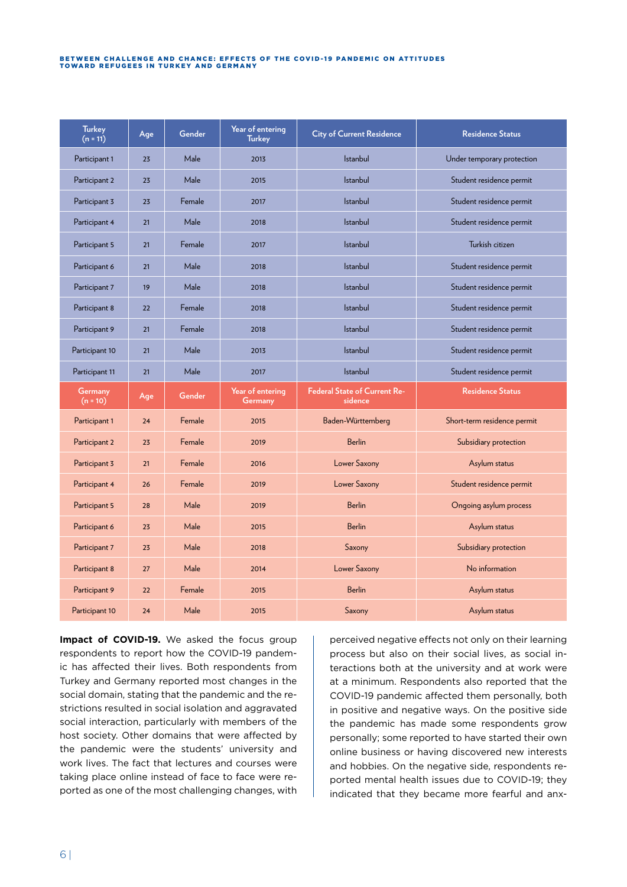| Turkey (n = 11) | Age | Gender | Year of entering Turkey | City of Current Residence | Residence Status |
|---|---|---|---|---|---|
| Participant 1 | 23 | Male | 2013 | Istanbul | Under temporary protection |
| Participant 2 | 23 | Male | 2015 | Istanbul | Student residence permit |
| Participant 3 | 23 | Female | 2017 | Istanbul | Student residence permit |
| Participant 4 | 21 | Male | 2018 | Istanbul | Student residence permit |
| Participant 5 | 21 | Female | 2017 | Istanbul | Turkish citizen |
| Participant 6 | 21 | Male | 2018 | Istanbul | Student residence permit |
| Participant 7 | 19 | Male | 2018 | Istanbul | Student residence permit |
| Participant 8 | 22 | Female | 2018 | Istanbul | Student residence permit |
| Participant 9 | 21 | Female | 2018 | Istanbul | Student residence permit |
| Participant 10 | 21 | Male | 2013 | Istanbul | Student residence permit |
| Participant 11 | 21 | Male | 2017 | Istanbul | Student residence permit |
| **Germany (n = 10)** | **Age** | **Gender** | **Year of entering Germany** | **Federal State of Current Residence** | **Residence Status** |
| Participant 1 | 24 | Female | 2015 | Baden-Württemberg | Short-term residence permit |
| Participant 2 | 23 | Female | 2019 | Berlin | Subsidiary protection |
| Participant 3 | 21 | Female | 2016 | Lower Saxony | Asylum status |
| Participant 4 | 26 | Female | 2019 | Lower Saxony | Student residence permit |
| Participant 5 | 28 | Male | 2019 | Berlin | Ongoing asylum process |
| Participant 6 | 23 | Male | 2015 | Berlin | Asylum status |
| Participant 7 | 23 | Male | 2018 | Saxony | Subsidiary protection |
| Participant 8 | 27 | Male | 2014 | Lower Saxony | No information |
| Participant 9 | 22 | Female | 2015 | Berlin | Asylum status |
| Participant 10 | 24 | Male | 2015 | Saxony | Asylum status |

**Impact of COVID-19.** We asked the focus group respondents to report how the COVID-19 pandemic has affected their lives. Both respondents from Turkey and Germany reported most changes in the social domain, stating that the pandemic and the restrictions resulted in social isolation and aggravated social interaction, particularly with members of the host society. Other domains that were affected by the pandemic were the students' university and work lives. The fact that lectures and courses were taking place online instead of face to face were reported as one of the most challenging changes, with perceived negative effects not only on their learning process but also on their social lives, as social interactions both at the university and at work were at a minimum. Respondents also reported that the COVID-19 pandemic affected them personally, both in positive and negative ways. On the positive side the pandemic has made some respondents grow personally; some reported to have started their own online business or having discovered new interests and hobbies. On the negative side, respondents reported mental health issues due to COVID-19; they indicated that they became more fearful and anx-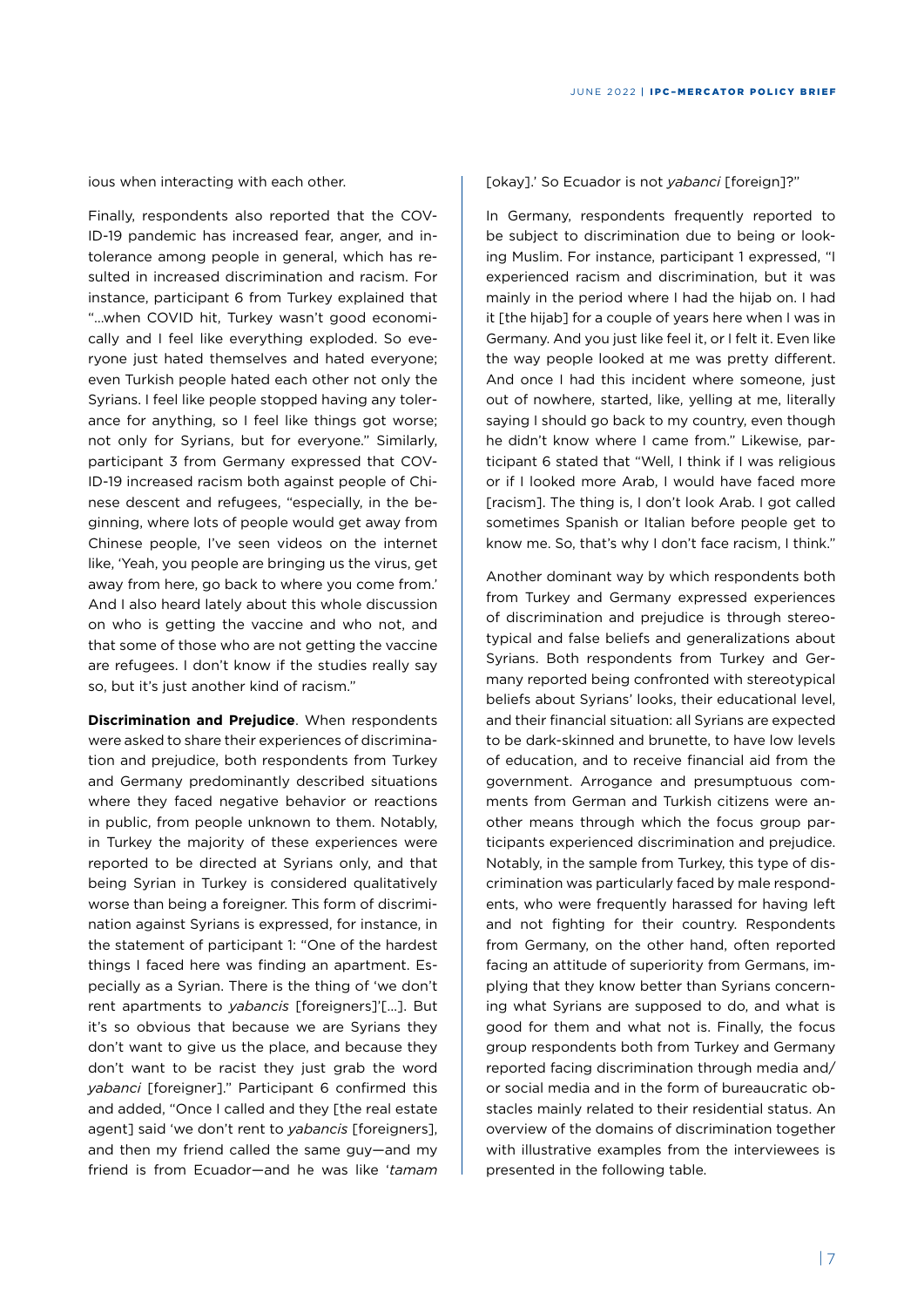ious when interacting with each other.

Finally, respondents also reported that the COVID-19 pandemic has increased fear, anger, and intolerance among people in general, which has resulted in increased discrimination and racism. For instance, participant 6 from Turkey explained that "…when COVID hit, Turkey wasn't good economically and I feel like everything exploded. So everyone just hated themselves and hated everyone; even Turkish people hated each other not only the Syrians. I feel like people stopped having any tolerance for anything, so I feel like things got worse; not only for Syrians, but for everyone." Similarly, participant 3 from Germany expressed that COVID-19 increased racism both against people of Chinese descent and refugees, "especially, in the beginning, where lots of people would get away from Chinese people, I've seen videos on the internet like, 'Yeah, you people are bringing us the virus, get away from here, go back to where you come from.' And I also heard lately about this whole discussion on who is getting the vaccine and who not, and that some of those who are not getting the vaccine are refugees. I don't know if the studies really say so, but it's just another kind of racism."

**Discrimination and Prejudice**. When respondents were asked to share their experiences of discrimination and prejudice, both respondents from Turkey and Germany predominantly described situations where they faced negative behavior or reactions in public, from people unknown to them. Notably, in Turkey the majority of these experiences were reported to be directed at Syrians only, and that being Syrian in Turkey is considered qualitatively worse than being a foreigner. This form of discrimination against Syrians is expressed, for instance, in the statement of participant 1: "One of the hardest things I faced here was finding an apartment. Especially as a Syrian. There is the thing of 'we don't rent apartments to *yabancis* [foreigners]'[…]. But it's so obvious that because we are Syrians they don't want to give us the place, and because they don't want to be racist they just grab the word *yabanci* [foreigner]." Participant 6 confirmed this and added, "Once I called and they [the real estate agent] said 'we don't rent to *yabancis* [foreigners], and then my friend called the same guy—and my friend is from Ecuador—and he was like '*tamam* [okay].' So Ecuador is not *yabanci* [foreign]?"

In Germany, respondents frequently reported to be subject to discrimination due to being or looking Muslim. For instance, participant 1 expressed, "I experienced racism and discrimination, but it was mainly in the period where I had the hijab on. I had it [the hijab] for a couple of years here when I was in Germany. And you just like feel it, or I felt it. Even like the way people looked at me was pretty different. And once I had this incident where someone, just out of nowhere, started, like, yelling at me, literally saying I should go back to my country, even though he didn't know where I came from." Likewise, participant 6 stated that "Well, I think if I was religious or if I looked more Arab, I would have faced more [racism]. The thing is, I don't look Arab. I got called sometimes Spanish or Italian before people get to know me. So, that's why I don't face racism, I think."

Another dominant way by which respondents both from Turkey and Germany expressed experiences of discrimination and prejudice is through stereotypical and false beliefs and generalizations about Syrians. Both respondents from Turkey and Germany reported being confronted with stereotypical beliefs about Syrians' looks, their educational level, and their financial situation: all Syrians are expected to be dark-skinned and brunette, to have low levels of education, and to receive financial aid from the government. Arrogance and presumptuous comments from German and Turkish citizens were another means through which the focus group participants experienced discrimination and prejudice. Notably, in the sample from Turkey, this type of discrimination was particularly faced by male respondents, who were frequently harassed for having left and not fighting for their country. Respondents from Germany, on the other hand, often reported facing an attitude of superiority from Germans, implying that they know better than Syrians concerning what Syrians are supposed to do, and what is good for them and what not is. Finally, the focus group respondents both from Turkey and Germany reported facing discrimination through media and/or social media and in the form of bureaucratic obstacles mainly related to their residential status. An overview of the domains of discrimination together with illustrative examples from the interviewees is presented in the following table.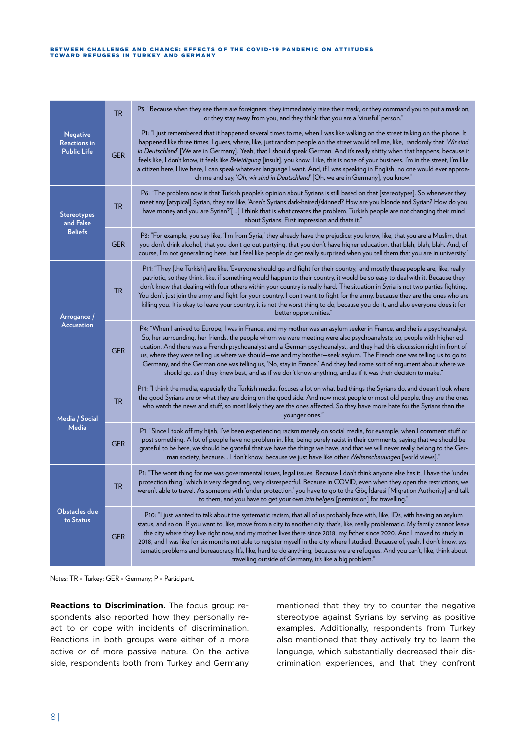| | | |
|---|---|---|
| Negative Reactions in Public Life | TR | P3: "Because when they see there are foreigners, they immediately raise their mask, or they command you to put a mask on, or they stay away from you, and they think that you are a 'virusful' person." |
| | GER | P1: "I just remembered that it happened several times to me, when I was like walking on the street talking on the phone. It happened like three times, I guess, where, like, just random people on the street would tell me, like, randomly that '*Wir sind in Deutschland*' [We are in Germany]. Yeah, that I should speak German. And it's really shitty when that happens, because it feels like, I don't know, it feels like *Beleidigung* [insult], you know. Like, this is none of your business. I'm in the street, I'm like a citizen here, I live here, I can speak whatever language I want. And, if I was speaking in English, no one would ever approach me and say, '*Oh, wir sind in Deutschland*' [Oh, we are in Germany], you know." |
| Stereotypes and False Beliefs | TR | P6: "The problem now is that Turkish people's opinion about Syrians is still based on that [stereotypes]. So whenever they meet any [atypical] Syrian, they are like, 'Aren't Syrians dark-haired/skinned? How are you blonde and Syrian? How do you have money and you are Syrian?'[…] I think that is what creates the problem. Turkish people are not changing their mind about Syrians. First impression and that's it." |
| | GER | P3: "For example, you say like, 'I'm from Syria,' they already have the prejudice; you know, like, that you are a Muslim, that you don't drink alcohol, that you don't go out partying, that you don't have higher education, that blah, blah, blah. And, of course, I'm not generalizing here, but I feel like people do get really surprised when you tell them that you are in university." |
| Arrogance / Accusation | TR | P11: "They [the Turkish] are like, 'Everyone should go and fight for their country,' and mostly these people are, like, really patriotic, so they think, like, if something would happen to their country, it would be so easy to deal with it. Because they don't know that dealing with four others within your country is really hard. The situation in Syria is not two parties fighting. You don't just join the army and fight for your country. I don't want to fight for the army, because they are the ones who are killing you. It is okay to leave your country, it is not the worst thing to do, because you do it, and also everyone does it for better opportunities." |
| | GER | P4: "When I arrived to Europe, I was in France, and my mother was an asylum seeker in France, and she is a psychoanalyst. So, her surrounding, her friends, the people whom we were meeting were also psychoanalysts; so, people with higher education. And there was a French psychoanalyst and a German psychoanalyst, and they had this discussion right in front of us, where they were telling us where we should—me and my brother—seek asylum. The French one was telling us to go to Germany, and the German one was telling us, 'No, stay in France.' And they had some sort of argument about where we should go, as if they knew best, and as if we don't know anything, and as if it was their decision to make." |
| Media / Social Media | TR | P11: "I think the media, especially the Turkish media, focuses a lot on what bad things the Syrians do, and doesn't look where the good Syrians are or what they are doing on the good side. And now most people or most old people, they are the ones who watch the news and stuff, so most likely they are the ones affected. So they have more hate for the Syrians than the younger ones." |
| | GER | P1: "Since I took off my hijab, I've been experiencing racism merely on social media, for example, when I comment stuff or post something. A lot of people have no problem in, like, being purely racist in their comments, saying that we should be grateful to be here, we should be grateful that we have the things we have, and that we will never really belong to the German society, because… I don't know, because we just have like other *Weltanschauungen* [world views]." |
| Obstacles due to Status | TR | P1: "The worst thing for me was governmental issues, legal issues. Because I don't think anyone else has it, I have the 'under protection thing,' which is very degrading, very disrespectful. Because in COVID, even when they open the restrictions, we weren't able to travel. As someone with 'under protection,' you have to go to the Göç İdaresi [Migration Authority] and talk to them, and you have to get your own *izin belgesi* [permission] for travelling." |
| | GER | P10: "I just wanted to talk about the systematic racism, that all of us probably face with, like, IDs, with having an asylum status, and so on. If you want to, like, move from a city to another city, that's, like, really problematic. My family cannot leave the city where they live right now, and my mother lives there since 2018, my father since 2020. And I moved to study in 2018, and I was like for six months not able to register myself in the city where I studied. Because of, yeah, I don't know, systematic problems and bureaucracy. It's, like, hard to do anything, because we are refugees. And you can't, like, think about travelling outside of Germany, it's like a big problem." |

Notes: TR = Turkey; GER = Germany; P = Participant.

**Reactions to Discrimination.** The focus group respondents also reported how they personally react to or cope with incidents of discrimination. Reactions in both groups were either of a more active or of more passive nature. On the active side, respondents both from Turkey and Germany mentioned that they try to counter the negative stereotype against Syrians by serving as positive examples. Additionally, respondents from Turkey also mentioned that they actively try to learn the language, which substantially decreased their discrimination experiences, and that they confront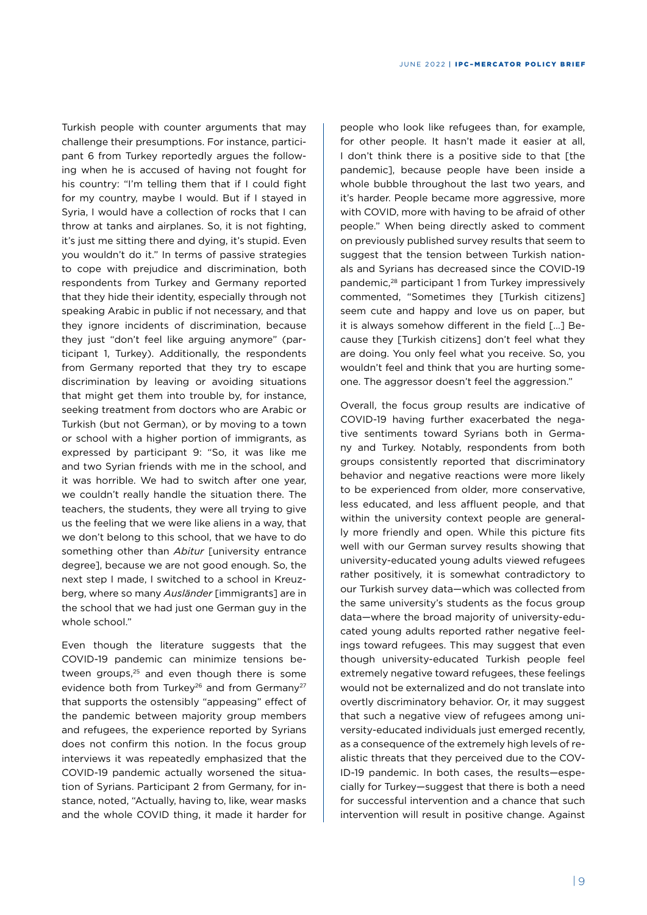Turkish people with counter arguments that may challenge their presumptions. For instance, participant 6 from Turkey reportedly argues the following when he is accused of having not fought for his country: "I'm telling them that if I could fight for my country, maybe I would. But if I stayed in Syria, I would have a collection of rocks that I can throw at tanks and airplanes. So, it is not fighting, it's just me sitting there and dying, it's stupid. Even you wouldn't do it." In terms of passive strategies to cope with prejudice and discrimination, both respondents from Turkey and Germany reported that they hide their identity, especially through not speaking Arabic in public if not necessary, and that they ignore incidents of discrimination, because they just "don't feel like arguing anymore" (participant 1, Turkey). Additionally, the respondents from Germany reported that they try to escape discrimination by leaving or avoiding situations that might get them into trouble by, for instance, seeking treatment from doctors who are Arabic or Turkish (but not German), or by moving to a town or school with a higher portion of immigrants, as expressed by participant 9: "So, it was like me and two Syrian friends with me in the school, and it was horrible. We had to switch after one year, we couldn't really handle the situation there. The teachers, the students, they were all trying to give us the feeling that we were like aliens in a way, that we don't belong to this school, that we have to do something other than *Abitur* [university entrance degree], because we are not good enough. So, the next step I made, I switched to a school in Kreuzberg, where so many *Ausländer* [immigrants] are in the school that we had just one German guy in the whole school."

Even though the literature suggests that the COVID-19 pandemic can minimize tensions between groups,[25] and even though there is some evidence both from Turkey[26] and from Germany[27] that supports the ostensibly "appeasing" effect of the pandemic between majority group members and refugees, the experience reported by Syrians does not confirm this notion. In the focus group interviews it was repeatedly emphasized that the COVID-19 pandemic actually worsened the situation of Syrians. Participant 2 from Germany, for instance, noted, "Actually, having to, like, wear masks and the whole COVID thing, it made it harder for people who look like refugees than, for example, for other people. It hasn't made it easier at all, I don't think there is a positive side to that [the pandemic], because people have been inside a whole bubble throughout the last two years, and it's harder. People became more aggressive, more with COVID, more with having to be afraid of other people." When being directly asked to comment on previously published survey results that seem to suggest that the tension between Turkish nationals and Syrians has decreased since the COVID-19 pandemic,[28] participant 1 from Turkey impressively commented, "Sometimes they [Turkish citizens] seem cute and happy and love us on paper, but it is always somehow different in the field [...] Because they [Turkish citizens] don't feel what they are doing. You only feel what you receive. So, you wouldn't feel and think that you are hurting someone. The aggressor doesn't feel the aggression."

Overall, the focus group results are indicative of COVID-19 having further exacerbated the negative sentiments toward Syrians both in Germany and Turkey. Notably, respondents from both groups consistently reported that discriminatory behavior and negative reactions were more likely to be experienced from older, more conservative, less educated, and less affluent people, and that within the university context people are generally more friendly and open. While this picture fits well with our German survey results showing that university-educated young adults viewed refugees rather positively, it is somewhat contradictory to our Turkish survey data—which was collected from the same university's students as the focus group data—where the broad majority of university-educated young adults reported rather negative feelings toward refugees. This may suggest that even though university-educated Turkish people feel extremely negative toward refugees, these feelings would not be externalized and do not translate into overtly discriminatory behavior. Or, it may suggest that such a negative view of refugees among university-educated individuals just emerged recently, as a consequence of the extremely high levels of realistic threats that they perceived due to the COVID-19 pandemic. In both cases, the results—especially for Turkey—suggest that there is both a need for successful intervention and a chance that such intervention will result in positive change. Against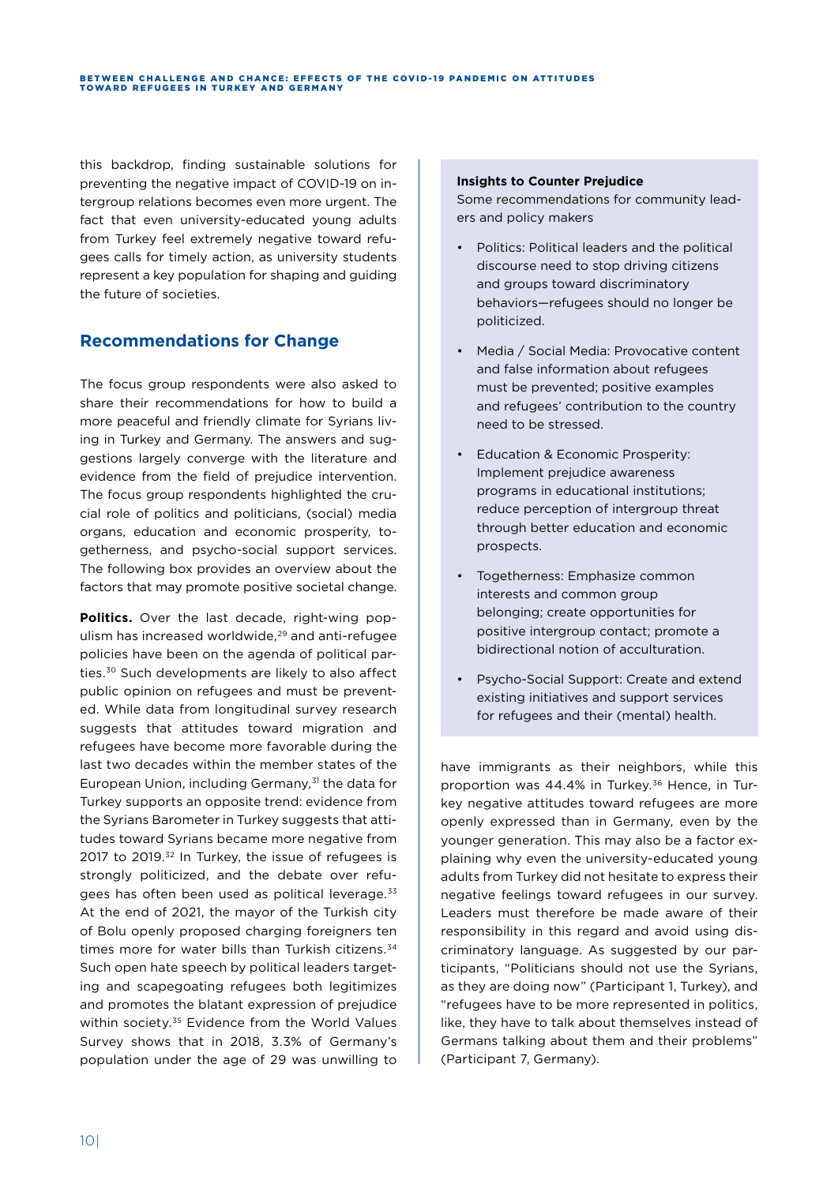this backdrop, finding sustainable solutions for preventing the negative impact of COVID-19 on intergroup relations becomes even more urgent. The fact that even university-educated young adults from Turkey feel extremely negative toward refugees calls for timely action, as university students represent a key population for shaping and guiding the future of societies.

## Recommendations for Change

The focus group respondents were also asked to share their recommendations for how to build a more peaceful and friendly climate for Syrians living in Turkey and Germany. The answers and suggestions largely converge with the literature and evidence from the field of prejudice intervention. The focus group respondents highlighted the crucial role of politics and politicians, (social) media organs, education and economic prosperity, togetherness, and psycho-social support services. The following box provides an overview about the factors that may promote positive societal change.

**Insights to Counter Prejudice**
Some recommendations for community leaders and policy makers

- Politics: Political leaders and the political discourse need to stop driving citizens and groups toward discriminatory behaviors—refugees should no longer be politicized.
- Media / Social Media: Provocative content and false information about refugees must be prevented; positive examples and refugees' contribution to the country need to be stressed.
- Education & Economic Prosperity: Implement prejudice awareness programs in educational institutions; reduce perception of intergroup threat through better education and economic prospects.
- Togetherness: Emphasize common interests and common group belonging; create opportunities for positive intergroup contact; promote a bidirectional notion of acculturation.
- Psycho-Social Support: Create and extend existing initiatives and support services for refugees and their (mental) health.

**Politics.** Over the last decade, right-wing populism has increased worldwide,[29] and anti-refugee policies have been on the agenda of political parties.[30] Such developments are likely to also affect public opinion on refugees and must be prevented. While data from longitudinal survey research suggests that attitudes toward migration and refugees have become more favorable during the last two decades within the member states of the European Union, including Germany,[31] the data for Turkey supports an opposite trend: evidence from the Syrians Barometer in Turkey suggests that attitudes toward Syrians became more negative from 2017 to 2019.[32] In Turkey, the issue of refugees is strongly politicized, and the debate over refugees has often been used as political leverage.[33] At the end of 2021, the mayor of the Turkish city of Bolu openly proposed charging foreigners ten times more for water bills than Turkish citizens.[34] Such open hate speech by political leaders targeting and scapegoating refugees both legitimizes and promotes the blatant expression of prejudice within society.[35] Evidence from the World Values Survey shows that in 2018, 3.3% of Germany's population under the age of 29 was unwilling to have immigrants as their neighbors, while this proportion was 44.4% in Turkey.[36] Hence, in Turkey negative attitudes toward refugees are more openly expressed than in Germany, even by the younger generation. This may also be a factor explaining why even the university-educated young adults from Turkey did not hesitate to express their negative feelings toward refugees in our survey. Leaders must therefore be made aware of their responsibility in this regard and avoid using discriminatory language. As suggested by our participants, "Politicians should not use the Syrians, as they are doing now" (Participant 1, Turkey), and "refugees have to be more represented in politics, like, they have to talk about themselves instead of Germans talking about them and their problems" (Participant 7, Germany).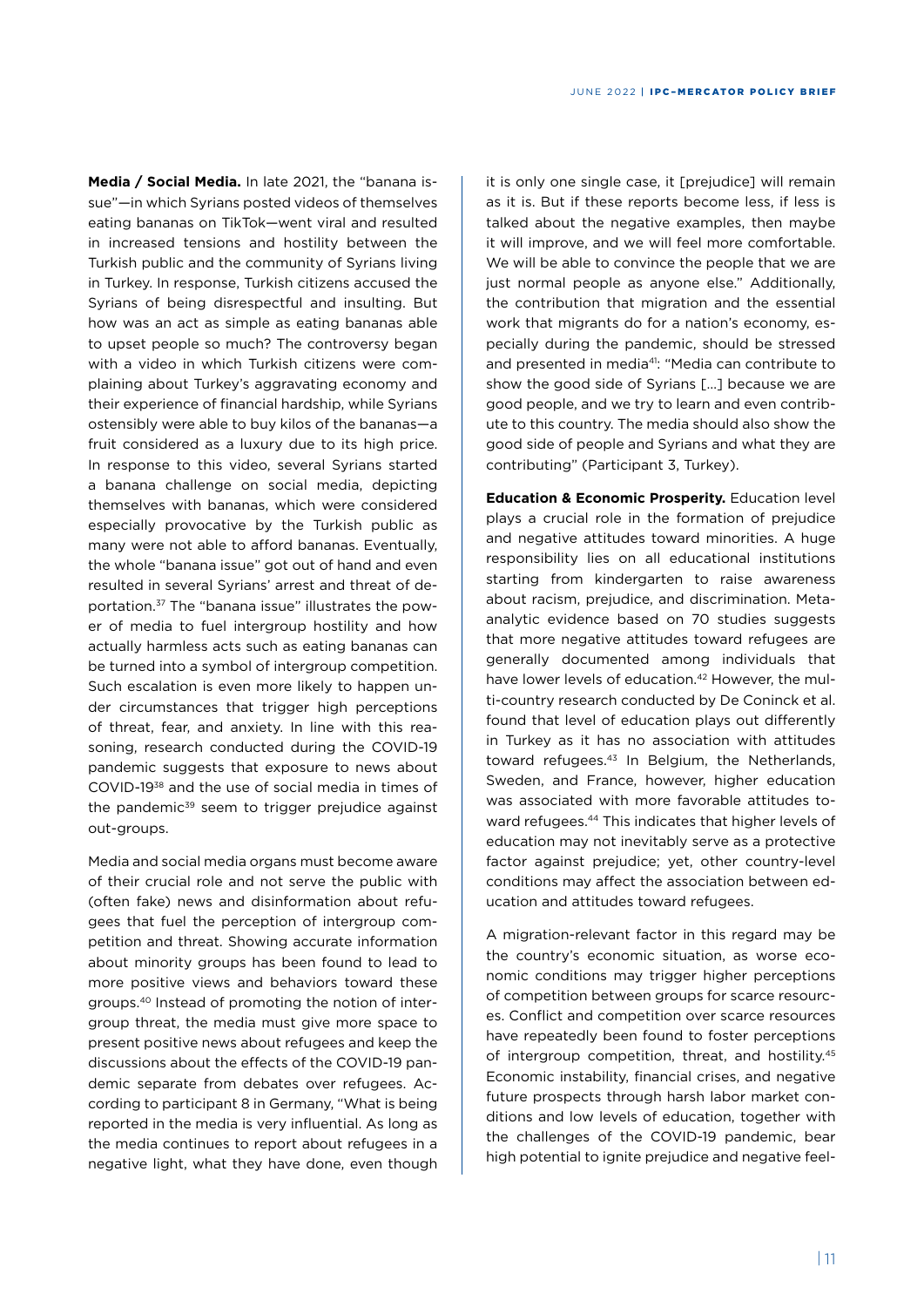**Media / Social Media.** In late 2021, the "banana issue"—in which Syrians posted videos of themselves eating bananas on TikTok—went viral and resulted in increased tensions and hostility between the Turkish public and the community of Syrians living in Turkey. In response, Turkish citizens accused the Syrians of being disrespectful and insulting. But how was an act as simple as eating bananas able to upset people so much? The controversy began with a video in which Turkish citizens were complaining about Turkey's aggravating economy and their experience of financial hardship, while Syrians ostensibly were able to buy kilos of the bananas—a fruit considered as a luxury due to its high price. In response to this video, several Syrians started a banana challenge on social media, depicting themselves with bananas, which were considered especially provocative by the Turkish public as many were not able to afford bananas. Eventually, the whole "banana issue" got out of hand and even resulted in several Syrians' arrest and threat of deportation.[37] The "banana issue" illustrates the power of media to fuel intergroup hostility and how actually harmless acts such as eating bananas can be turned into a symbol of intergroup competition. Such escalation is even more likely to happen under circumstances that trigger high perceptions of threat, fear, and anxiety. In line with this reasoning, research conducted during the COVID-19 pandemic suggests that exposure to news about COVID-19[38] and the use of social media in times of the pandemic[39] seem to trigger prejudice against out-groups.

Media and social media organs must become aware of their crucial role and not serve the public with (often fake) news and disinformation about refugees that fuel the perception of intergroup competition and threat. Showing accurate information about minority groups has been found to lead to more positive views and behaviors toward these groups.[40] Instead of promoting the notion of intergroup threat, the media must give more space to present positive news about refugees and keep the discussions about the effects of the COVID-19 pandemic separate from debates over refugees. According to participant 8 in Germany, "What is being reported in the media is very influential. As long as the media continues to report about refugees in a negative light, what they have done, even though it is only one single case, it [prejudice] will remain as it is. But if these reports become less, if less is talked about the negative examples, then maybe it will improve, and we will feel more comfortable. We will be able to convince the people that we are just normal people as anyone else." Additionally, the contribution that migration and the essential work that migrants do for a nation's economy, especially during the pandemic, should be stressed and presented in media[41]: "Media can contribute to show the good side of Syrians [...] because we are good people, and we try to learn and even contribute to this country. The media should also show the good side of people and Syrians and what they are contributing" (Participant 3, Turkey).

**Education & Economic Prosperity.** Education level plays a crucial role in the formation of prejudice and negative attitudes toward minorities. A huge responsibility lies on all educational institutions starting from kindergarten to raise awareness about racism, prejudice, and discrimination. Meta-analytic evidence based on 70 studies suggests that more negative attitudes toward refugees are generally documented among individuals that have lower levels of education.[42] However, the multi-country research conducted by De Coninck et al. found that level of education plays out differently in Turkey as it has no association with attitudes toward refugees.[43] In Belgium, the Netherlands, Sweden, and France, however, higher education was associated with more favorable attitudes toward refugees.[44] This indicates that higher levels of education may not inevitably serve as a protective factor against prejudice; yet, other country-level conditions may affect the association between education and attitudes toward refugees.

A migration-relevant factor in this regard may be the country's economic situation, as worse economic conditions may trigger higher perceptions of competition between groups for scarce resources. Conflict and competition over scarce resources have repeatedly been found to foster perceptions of intergroup competition, threat, and hostility.[45] Economic instability, financial crises, and negative future prospects through harsh labor market conditions and low levels of education, together with the challenges of the COVID-19 pandemic, bear high potential to ignite prejudice and negative feel-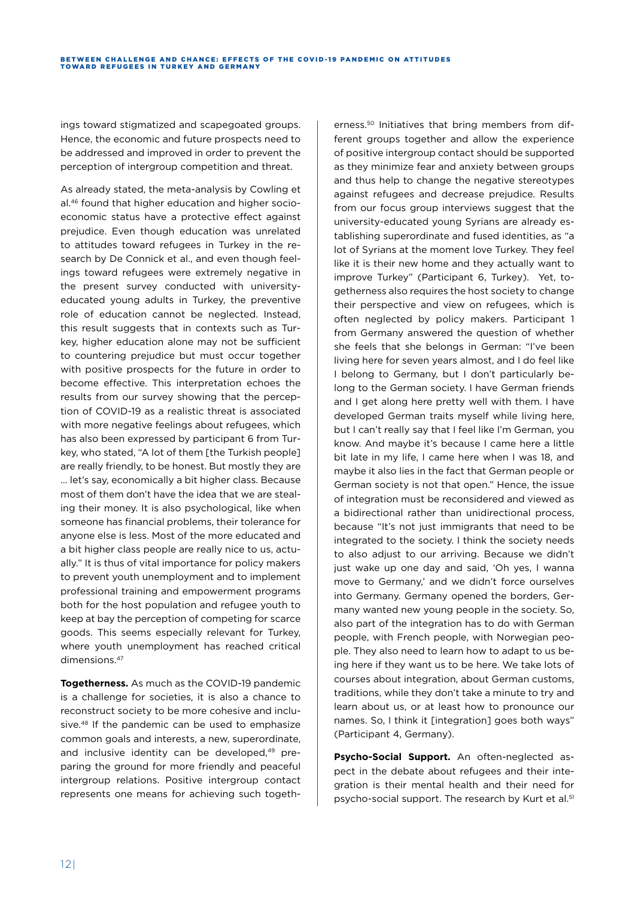ings toward stigmatized and scapegoated groups. Hence, the economic and future prospects need to be addressed and improved in order to prevent the perception of intergroup competition and threat.

As already stated, the meta-analysis by Cowling et al.[46] found that higher education and higher socio-economic status have a protective effect against prejudice. Even though education was unrelated to attitudes toward refugees in Turkey in the research by De Connick et al., and even though feelings toward refugees were extremely negative in the present survey conducted with university-educated young adults in Turkey, the preventive role of education cannot be neglected. Instead, this result suggests that in contexts such as Turkey, higher education alone may not be sufficient to countering prejudice but must occur together with positive prospects for the future in order to become effective. This interpretation echoes the results from our survey showing that the perception of COVID-19 as a realistic threat is associated with more negative feelings about refugees, which has also been expressed by participant 6 from Turkey, who stated, "A lot of them [the Turkish people] are really friendly, to be honest. But mostly they are … let's say, economically a bit higher class. Because most of them don't have the idea that we are stealing their money. It is also psychological, like when someone has financial problems, their tolerance for anyone else is less. Most of the more educated and a bit higher class people are really nice to us, actually." It is thus of vital importance for policy makers to prevent youth unemployment and to implement professional training and empowerment programs both for the host population and refugee youth to keep at bay the perception of competing for scarce goods. This seems especially relevant for Turkey, where youth unemployment has reached critical dimensions.[47]

**Togetherness.** As much as the COVID-19 pandemic is a challenge for societies, it is also a chance to reconstruct society to be more cohesive and inclusive.[48] If the pandemic can be used to emphasize common goals and interests, a new, superordinate, and inclusive identity can be developed,[49] preparing the ground for more friendly and peaceful intergroup relations. Positive intergroup contact represents one means for achieving such togetherness.[50] Initiatives that bring members from different groups together and allow the experience of positive intergroup contact should be supported as they minimize fear and anxiety between groups and thus help to change the negative stereotypes against refugees and decrease prejudice. Results from our focus group interviews suggest that the university-educated young Syrians are already establishing superordinate and fused identities, as "a lot of Syrians at the moment love Turkey. They feel like it is their new home and they actually want to improve Turkey" (Participant 6, Turkey). Yet, togetherness also requires the host society to change their perspective and view on refugees, which is often neglected by policy makers. Participant 1 from Germany answered the question of whether she feels that she belongs in German: "I've been living here for seven years almost, and I do feel like I belong to Germany, but I don't particularly belong to the German society. I have German friends and I get along here pretty well with them. I have developed German traits myself while living here, but I can't really say that I feel like I'm German, you know. And maybe it's because I came here a little bit late in my life, I came here when I was 18, and maybe it also lies in the fact that German people or German society is not that open." Hence, the issue of integration must be reconsidered and viewed as a bidirectional rather than unidirectional process, because "It's not just immigrants that need to be integrated to the society. I think the society needs to also adjust to our arriving. Because we didn't just wake up one day and said, 'Oh yes, I wanna move to Germany,' and we didn't force ourselves into Germany. Germany opened the borders, Germany wanted new young people in the society. So, also part of the integration has to do with German people, with French people, with Norwegian people. They also need to learn how to adapt to us being here if they want us to be here. We take lots of courses about integration, about German customs, traditions, while they don't take a minute to try and learn about us, or at least how to pronounce our names. So, I think it [integration] goes both ways" (Participant 4, Germany).

**Psycho-Social Support.** An often-neglected aspect in the debate about refugees and their integration is their mental health and their need for psycho-social support. The research by Kurt et al.[51]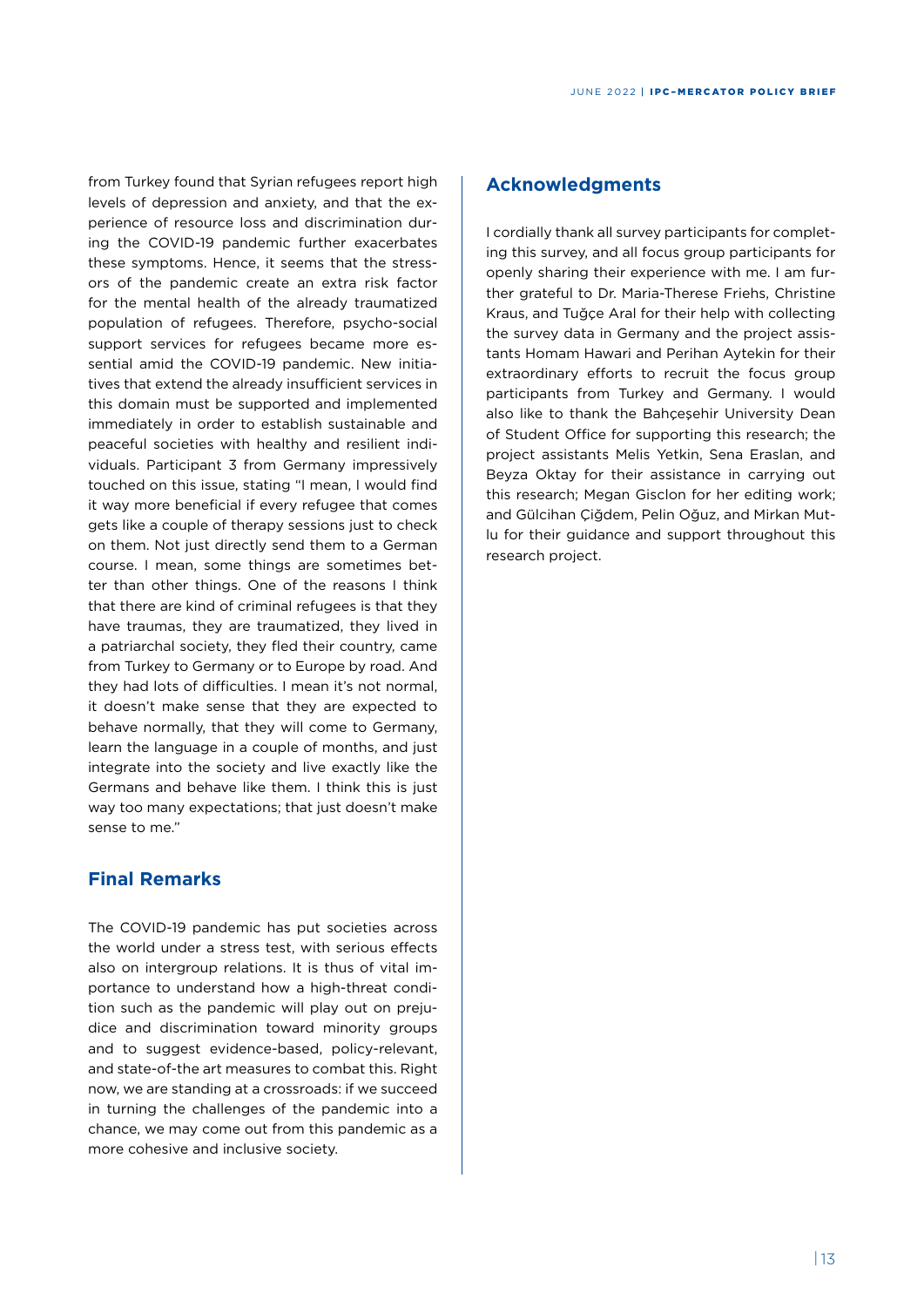from Turkey found that Syrian refugees report high levels of depression and anxiety, and that the experience of resource loss and discrimination during the COVID-19 pandemic further exacerbates these symptoms. Hence, it seems that the stressors of the pandemic create an extra risk factor for the mental health of the already traumatized population of refugees. Therefore, psycho-social support services for refugees became more essential amid the COVID-19 pandemic. New initiatives that extend the already insufficient services in this domain must be supported and implemented immediately in order to establish sustainable and peaceful societies with healthy and resilient individuals. Participant 3 from Germany impressively touched on this issue, stating "I mean, I would find it way more beneficial if every refugee that comes gets like a couple of therapy sessions just to check on them. Not just directly send them to a German course. I mean, some things are sometimes better than other things. One of the reasons I think that there are kind of criminal refugees is that they have traumas, they are traumatized, they lived in a patriarchal society, they fled their country, came from Turkey to Germany or to Europe by road. And they had lots of difficulties. I mean it's not normal, it doesn't make sense that they are expected to behave normally, that they will come to Germany, learn the language in a couple of months, and just integrate into the society and live exactly like the Germans and behave like them. I think this is just way too many expectations; that just doesn't make sense to me."

## Final Remarks

The COVID-19 pandemic has put societies across the world under a stress test, with serious effects also on intergroup relations. It is thus of vital importance to understand how a high-threat condition such as the pandemic will play out on prejudice and discrimination toward minority groups and to suggest evidence-based, policy-relevant, and state-of-the art measures to combat this. Right now, we are standing at a crossroads: if we succeed in turning the challenges of the pandemic into a chance, we may come out from this pandemic as a more cohesive and inclusive society.

## Acknowledgments

I cordially thank all survey participants for completing this survey, and all focus group participants for openly sharing their experience with me. I am further grateful to Dr. Maria-Therese Friehs, Christine Kraus, and Tuğçe Aral for their help with collecting the survey data in Germany and the project assistants Homam Hawari and Perihan Aytekin for their extraordinary efforts to recruit the focus group participants from Turkey and Germany. I would also like to thank the Bahçeşehir University Dean of Student Office for supporting this research; the project assistants Melis Yetkin, Sena Eraslan, and Beyza Oktay for their assistance in carrying out this research; Megan Gisclon for her editing work; and Gülcihan Çiğdem, Pelin Oğuz, and Mirkan Mutlu for their guidance and support throughout this research project.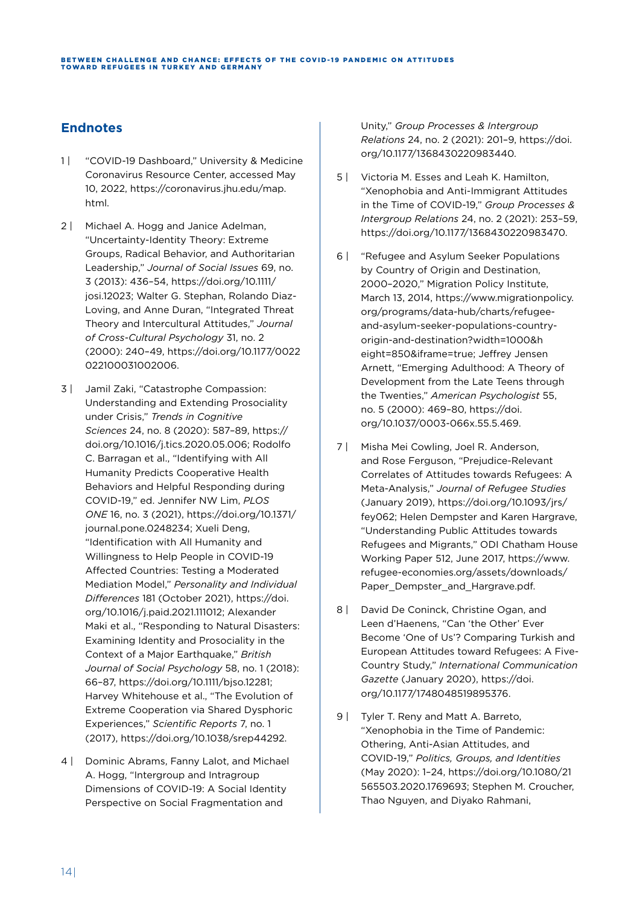## Endnotes

1 | "COVID-19 Dashboard," University & Medicine Coronavirus Resource Center, accessed May 10, 2022, https://coronavirus.jhu.edu/map.html.

2 | Michael A. Hogg and Janice Adelman, "Uncertainty-Identity Theory: Extreme Groups, Radical Behavior, and Authoritarian Leadership," *Journal of Social Issues* 69, no. 3 (2013): 436–54, https://doi.org/10.1111/josi.12023; Walter G. Stephan, Rolando Diaz-Loving, and Anne Duran, "Integrated Threat Theory and Intercultural Attitudes," *Journal of Cross-Cultural Psychology* 31, no. 2 (2000): 240–49, https://doi.org/10.1177/0022022100031002006.

3 | Jamil Zaki, "Catastrophe Compassion: Understanding and Extending Prosociality under Crisis," *Trends in Cognitive Sciences* 24, no. 8 (2020): 587–89, https://doi.org/10.1016/j.tics.2020.05.006; Rodolfo C. Barragan et al., "Identifying with All Humanity Predicts Cooperative Health Behaviors and Helpful Responding during COVID-19," ed. Jennifer NW Lim, *PLOS ONE* 16, no. 3 (2021), https://doi.org/10.1371/journal.pone.0248234; Xueli Deng, "Identification with All Humanity and Willingness to Help People in COVID-19 Affected Countries: Testing a Moderated Mediation Model," *Personality and Individual Differences* 181 (October 2021), https://doi.org/10.1016/j.paid.2021.111012; Alexander Maki et al., "Responding to Natural Disasters: Examining Identity and Prosociality in the Context of a Major Earthquake," *British Journal of Social Psychology* 58, no. 1 (2018): 66–87, https://doi.org/10.1111/bjso.12281; Harvey Whitehouse et al., "The Evolution of Extreme Cooperation via Shared Dysphoric Experiences," *Scientific Reports* 7, no. 1 (2017), https://doi.org/10.1038/srep44292.

4 | Dominic Abrams, Fanny Lalot, and Michael A. Hogg, "Intergroup and Intragroup Dimensions of COVID-19: A Social Identity Perspective on Social Fragmentation and Unity," *Group Processes & Intergroup Relations* 24, no. 2 (2021): 201–9, https://doi.org/10.1177/1368430220983440.

5 | Victoria M. Esses and Leah K. Hamilton, "Xenophobia and Anti-Immigrant Attitudes in the Time of COVID-19," *Group Processes & Intergroup Relations* 24, no. 2 (2021): 253–59, https://doi.org/10.1177/1368430220983470.

6 | "Refugee and Asylum Seeker Populations by Country of Origin and Destination, 2000–2020," Migration Policy Institute, March 13, 2014, https://www.migrationpolicy.org/programs/data-hub/charts/refugee-and-asylum-seeker-populations-country-origin-and-destination?width=1000&height=850&iframe=true; Jeffrey Jensen Arnett, "Emerging Adulthood: A Theory of Development from the Late Teens through the Twenties," *American Psychologist* 55, no. 5 (2000): 469–80, https://doi.org/10.1037/0003-066x.55.5.469.

7 | Misha Mei Cowling, Joel R. Anderson, and Rose Ferguson, "Prejudice-Relevant Correlates of Attitudes towards Refugees: A Meta-Analysis," *Journal of Refugee Studies* (January 2019), https://doi.org/10.1093/jrs/fey062; Helen Dempster and Karen Hargrave, "Understanding Public Attitudes towards Refugees and Migrants," ODI Chatham House Working Paper 512, June 2017, https://www.refugee-economies.org/assets/downloads/Paper_Dempster_and_Hargrave.pdf.

8 | David De Coninck, Christine Ogan, and Leen d'Haenens, "Can 'the Other' Ever Become 'One of Us'? Comparing Turkish and European Attitudes toward Refugees: A Five-Country Study," *International Communication Gazette* (January 2020), https://doi.org/10.1177/1748048519895376.

9 | Tyler T. Reny and Matt A. Barreto, "Xenophobia in the Time of Pandemic: Othering, Anti-Asian Attitudes, and COVID-19," *Politics, Groups, and Identities* (May 2020): 1–24, https://doi.org/10.1080/21565503.2020.1769693; Stephen M. Croucher, Thao Nguyen, and Diyako Rahmani,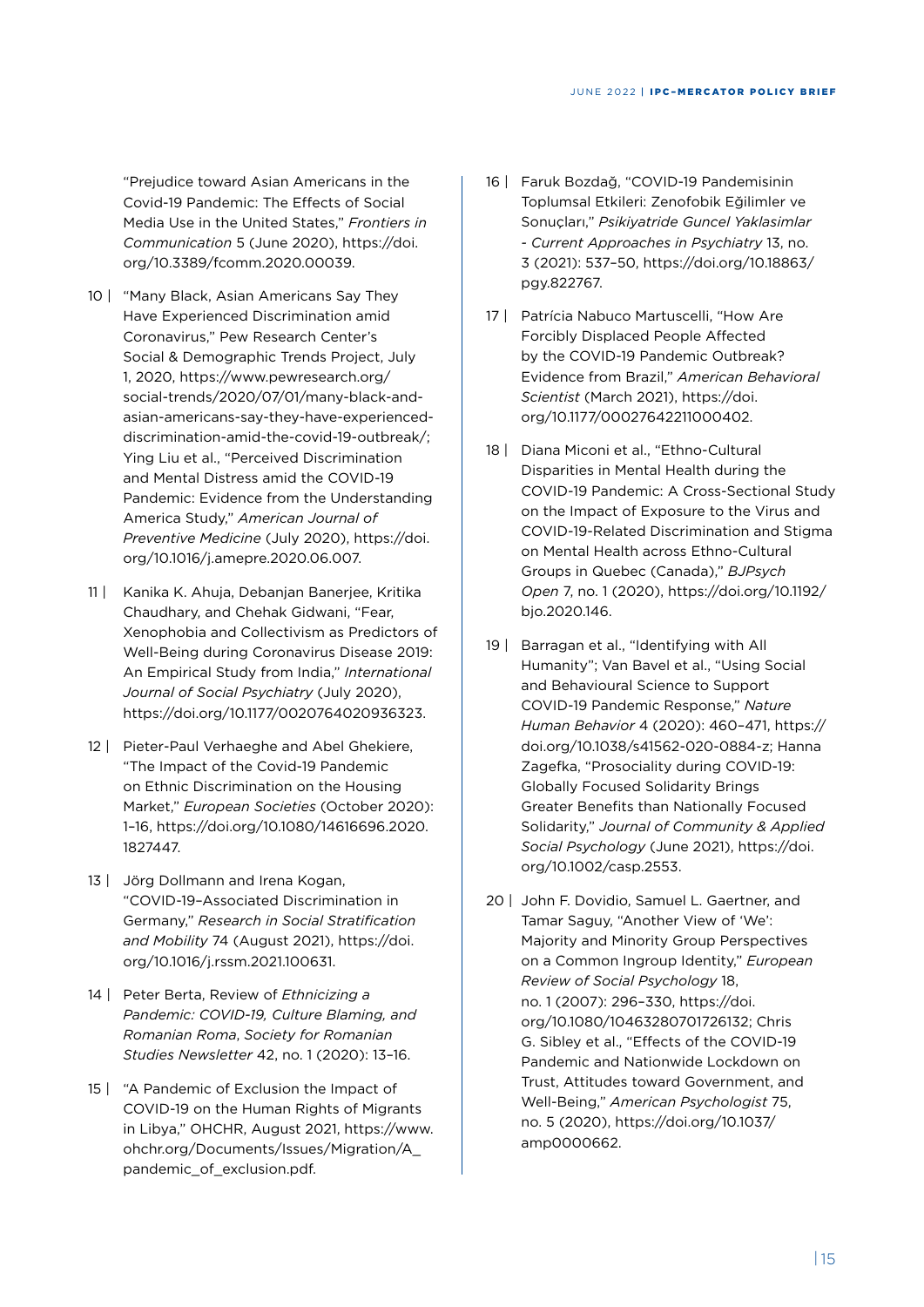"Prejudice toward Asian Americans in the Covid-19 Pandemic: The Effects of Social Media Use in the United States," *Frontiers in Communication* 5 (June 2020), https://doi.org/10.3389/fcomm.2020.00039.

10 | "Many Black, Asian Americans Say They Have Experienced Discrimination amid Coronavirus," Pew Research Center's Social & Demographic Trends Project, July 1, 2020, https://www.pewresearch.org/social-trends/2020/07/01/many-black-and-asian-americans-say-they-have-experienced-discrimination-amid-the-covid-19-outbreak/; Ying Liu et al., "Perceived Discrimination and Mental Distress amid the COVID-19 Pandemic: Evidence from the Understanding America Study," *American Journal of Preventive Medicine* (July 2020), https://doi.org/10.1016/j.amepre.2020.06.007.

11 | Kanika K. Ahuja, Debanjan Banerjee, Kritika Chaudhary, and Chehak Gidwani, "Fear, Xenophobia and Collectivism as Predictors of Well-Being during Coronavirus Disease 2019: An Empirical Study from India," *International Journal of Social Psychiatry* (July 2020), https://doi.org/10.1177/0020764020936323.

12 | Pieter-Paul Verhaeghe and Abel Ghekiere, "The Impact of the Covid-19 Pandemic on Ethnic Discrimination on the Housing Market," *European Societies* (October 2020): 1–16, https://doi.org/10.1080/14616696.2020.1827447.

13 | Jörg Dollmann and Irena Kogan, "COVID-19–Associated Discrimination in Germany," *Research in Social Stratification and Mobility* 74 (August 2021), https://doi.org/10.1016/j.rssm.2021.100631.

14 | Peter Berta, Review of *Ethnicizing a Pandemic: COVID-19, Culture Blaming, and Romanian Roma*, *Society for Romanian Studies Newsletter* 42, no. 1 (2020): 13–16.

15 | "A Pandemic of Exclusion the Impact of COVID-19 on the Human Rights of Migrants in Libya," OHCHR, August 2021, https://www.ohchr.org/Documents/Issues/Migration/A_pandemic_of_exclusion.pdf.

16 | Faruk Bozdağ, "COVID-19 Pandemisinin Toplumsal Etkileri: Zenofobik Eğilimler ve Sonuçları," *Psikiyatride Guncel Yaklasimlar - Current Approaches in Psychiatry* 13, no. 3 (2021): 537–50, https://doi.org/10.18863/pgy.822767.

17 | Patrícia Nabuco Martuscelli, "How Are Forcibly Displaced People Affected by the COVID-19 Pandemic Outbreak? Evidence from Brazil," *American Behavioral Scientist* (March 2021), https://doi.org/10.1177/00027642211000402.

18 | Diana Miconi et al., "Ethno-Cultural Disparities in Mental Health during the COVID-19 Pandemic: A Cross-Sectional Study on the Impact of Exposure to the Virus and COVID-19-Related Discrimination and Stigma on Mental Health across Ethno-Cultural Groups in Quebec (Canada)," *BJPsych Open* 7, no. 1 (2020), https://doi.org/10.1192/bjo.2020.146.

19 | Barragan et al., "Identifying with All Humanity"; Van Bavel et al., "Using Social and Behavioural Science to Support COVID-19 Pandemic Response," *Nature Human Behavior* 4 (2020): 460–471, https://doi.org/10.1038/s41562-020-0884-z; Hanna Zagefka, "Prosociality during COVID-19: Globally Focused Solidarity Brings Greater Benefits than Nationally Focused Solidarity," *Journal of Community & Applied Social Psychology* (June 2021), https://doi.org/10.1002/casp.2553.

20 | John F. Dovidio, Samuel L. Gaertner, and Tamar Saguy, "Another View of 'We': Majority and Minority Group Perspectives on a Common Ingroup Identity," *European Review of Social Psychology* 18, no. 1 (2007): 296–330, https://doi.org/10.1080/10463280701726132; Chris G. Sibley et al., "Effects of the COVID-19 Pandemic and Nationwide Lockdown on Trust, Attitudes toward Government, and Well-Being," *American Psychologist* 75, no. 5 (2020), https://doi.org/10.1037/amp0000662.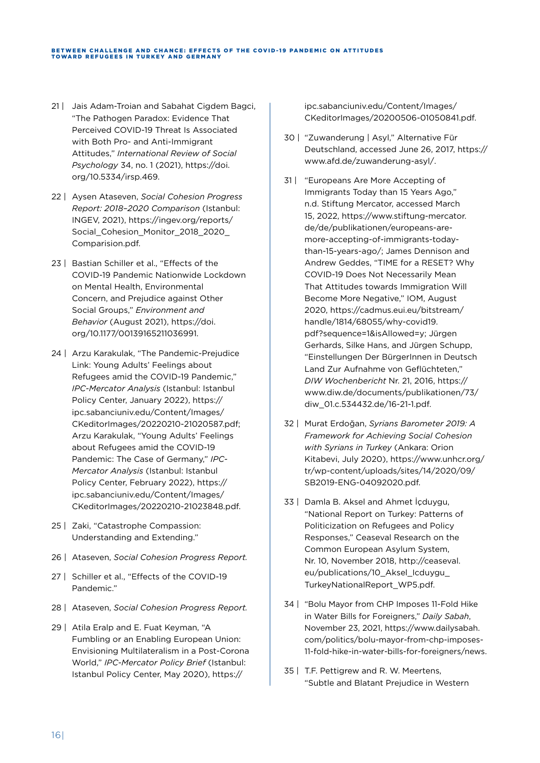21 | Jais Adam-Troian and Sabahat Cigdem Bagci, “The Pathogen Paradox: Evidence That Perceived COVID-19 Threat Is Associated with Both Pro- and Anti-Immigrant Attitudes,” *International Review of Social Psychology* 34, no. 1 (2021), https://doi.org/10.5334/irsp.469.

22 | Aysen Ataseven, *Social Cohesion Progress Report: 2018–2020 Comparison* (Istanbul: INGEV, 2021), https://ingev.org/reports/Social_Cohesion_Monitor_2018_2020_Comparision.pdf.

23 | Bastian Schiller et al., “Effects of the COVID-19 Pandemic Nationwide Lockdown on Mental Health, Environmental Concern, and Prejudice against Other Social Groups,” *Environment and Behavior* (August 2021), https://doi.org/10.1177/00139165211036991.

24 | Arzu Karakulak, “The Pandemic-Prejudice Link: Young Adults’ Feelings about Refugees amid the COVID-19 Pandemic,” *IPC-Mercator Analysis* (Istanbul: Istanbul Policy Center, January 2022), https://ipc.sabanciuniv.edu/Content/Images/CKeditorImages/20220210-21020587.pdf; Arzu Karakulak, “Young Adults’ Feelings about Refugees amid the COVID-19 Pandemic: The Case of Germany,” *IPC-Mercator Analysis* (Istanbul: Istanbul Policy Center, February 2022), https://ipc.sabanciuniv.edu/Content/Images/CKeditorImages/20220210-21023848.pdf.

25 | Zaki, “Catastrophe Compassion: Understanding and Extending.”

26 | Ataseven, *Social Cohesion Progress Report.*

27 | Schiller et al., “Effects of the COVID-19 Pandemic.”

28 | Ataseven, *Social Cohesion Progress Report.*

29 | Atila Eralp and E. Fuat Keyman, “A Fumbling or an Enabling European Union: Envisioning Multilateralism in a Post-Corona World,” *IPC-Mercator Policy Brief* (Istanbul: Istanbul Policy Center, May 2020), https://ipc.sabanciuniv.edu/Content/Images/CKeditorImages/20200506-01050841.pdf.

30 | “Zuwanderung | Asyl,” Alternative Für Deutschland, accessed June 26, 2017, https://www.afd.de/zuwanderung-asyl/.

31 | “Europeans Are More Accepting of Immigrants Today than 15 Years Ago,” n.d. Stiftung Mercator, accessed March 15, 2022, https://www.stiftung-mercator.de/de/publikationen/europeans-are-more-accepting-of-immigrants-today-than-15-years-ago/; James Dennison and Andrew Geddes, “TIME for a RESET? Why COVID-19 Does Not Necessarily Mean That Attitudes towards Immigration Will Become More Negative,” IOM, August 2020, https://cadmus.eui.eu/bitstream/handle/1814/68055/why-covid19.pdf?sequence=1&isAllowed=y; Jürgen Gerhards, Silke Hans, and Jürgen Schupp, “Einstellungen Der BürgerInnen in Deutsch Land Zur Aufnahme von Geflüchteten,” *DIW Wochenbericht* Nr. 21, 2016, https://www.diw.de/documents/publikationen/73/diw_01.c.534432.de/16-21-1.pdf.

32 | Murat Erdoğan, *Syrians Barometer 2019: A Framework for Achieving Social Cohesion with Syrians in Turkey* (Ankara: Orion Kitabevi, July 2020), https://www.unhcr.org/tr/wp-content/uploads/sites/14/2020/09/SB2019-ENG-04092020.pdf.

33 | Damla B. Aksel and Ahmet İçduygu, “National Report on Turkey: Patterns of Politicization on Refugees and Policy Responses,” Ceaseval Research on the Common European Asylum System, Nr. 10, November 2018, http://ceaseval.eu/publications/10_Aksel_Icduygu_TurkeyNationalReport_WP5.pdf.

34 | “Bolu Mayor from CHP Imposes 11-Fold Hike in Water Bills for Foreigners,” *Daily Sabah*, November 23, 2021, https://www.dailysabah.com/politics/bolu-mayor-from-chp-imposes-11-fold-hike-in-water-bills-for-foreigners/news.

35 | T.F. Pettigrew and R. W. Meertens, “Subtle and Blatant Prejudice in Western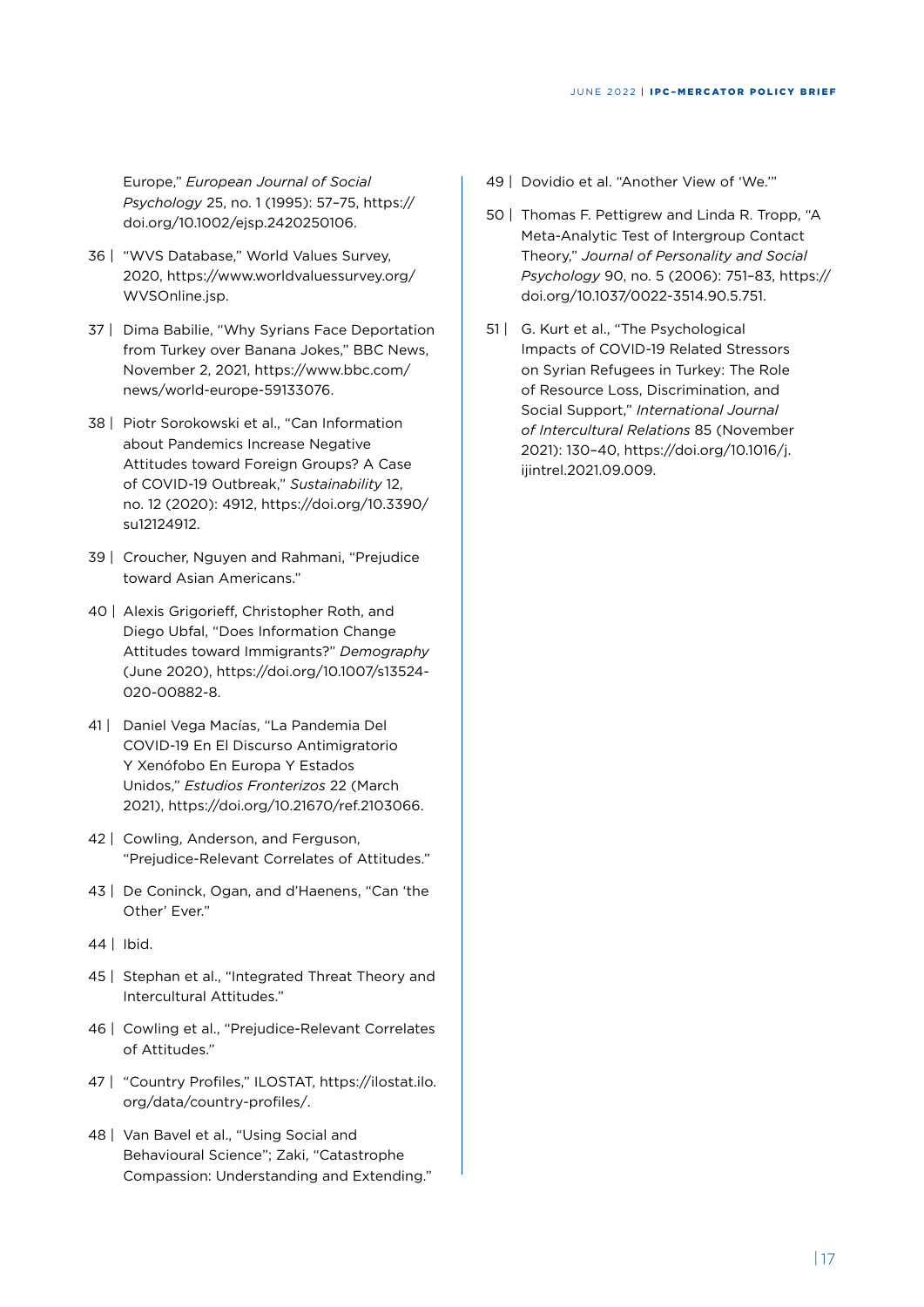Europe," *European Journal of Social Psychology* 25, no. 1 (1995): 57–75, https://doi.org/10.1002/ejsp.2420250106.

36 | "WVS Database," World Values Survey, 2020, https://www.worldvaluessurvey.org/WVSOnline.jsp.

37 | Dima Babilie, "Why Syrians Face Deportation from Turkey over Banana Jokes," BBC News, November 2, 2021, https://www.bbc.com/news/world-europe-59133076.

38 | Piotr Sorokowski et al., "Can Information about Pandemics Increase Negative Attitudes toward Foreign Groups? A Case of COVID-19 Outbreak," *Sustainability* 12, no. 12 (2020): 4912, https://doi.org/10.3390/su12124912.

39 | Croucher, Nguyen and Rahmani, "Prejudice toward Asian Americans."

40 | Alexis Grigorieff, Christopher Roth, and Diego Ubfal, "Does Information Change Attitudes toward Immigrants?" *Demography* (June 2020), https://doi.org/10.1007/s13524-020-00882-8.

41 | Daniel Vega Macías, "La Pandemia Del COVID-19 En El Discurso Antimigratorio Y Xenófobo En Europa Y Estados Unidos," *Estudios Fronterizos* 22 (March 2021), https://doi.org/10.21670/ref.2103066.

42 | Cowling, Anderson, and Ferguson, "Prejudice-Relevant Correlates of Attitudes."

43 | De Coninck, Ogan, and d'Haenens, "Can 'the Other' Ever."

44 | Ibid.

45 | Stephan et al., "Integrated Threat Theory and Intercultural Attitudes."

46 | Cowling et al., "Prejudice-Relevant Correlates of Attitudes."

47 | "Country Profiles," ILOSTAT, https://ilostat.ilo.org/data/country-profiles/.

48 | Van Bavel et al., "Using Social and Behavioural Science"; Zaki, "Catastrophe Compassion: Understanding and Extending."

49 | Dovidio et al. "Another View of 'We.'"

50 | Thomas F. Pettigrew and Linda R. Tropp, "A Meta-Analytic Test of Intergroup Contact Theory," *Journal of Personality and Social Psychology* 90, no. 5 (2006): 751–83, https://doi.org/10.1037/0022-3514.90.5.751.

51 | G. Kurt et al., "The Psychological Impacts of COVID-19 Related Stressors on Syrian Refugees in Turkey: The Role of Resource Loss, Discrimination, and Social Support," *International Journal of Intercultural Relations* 85 (November 2021): 130–40, https://doi.org/10.1016/j.ijintrel.2021.09.009.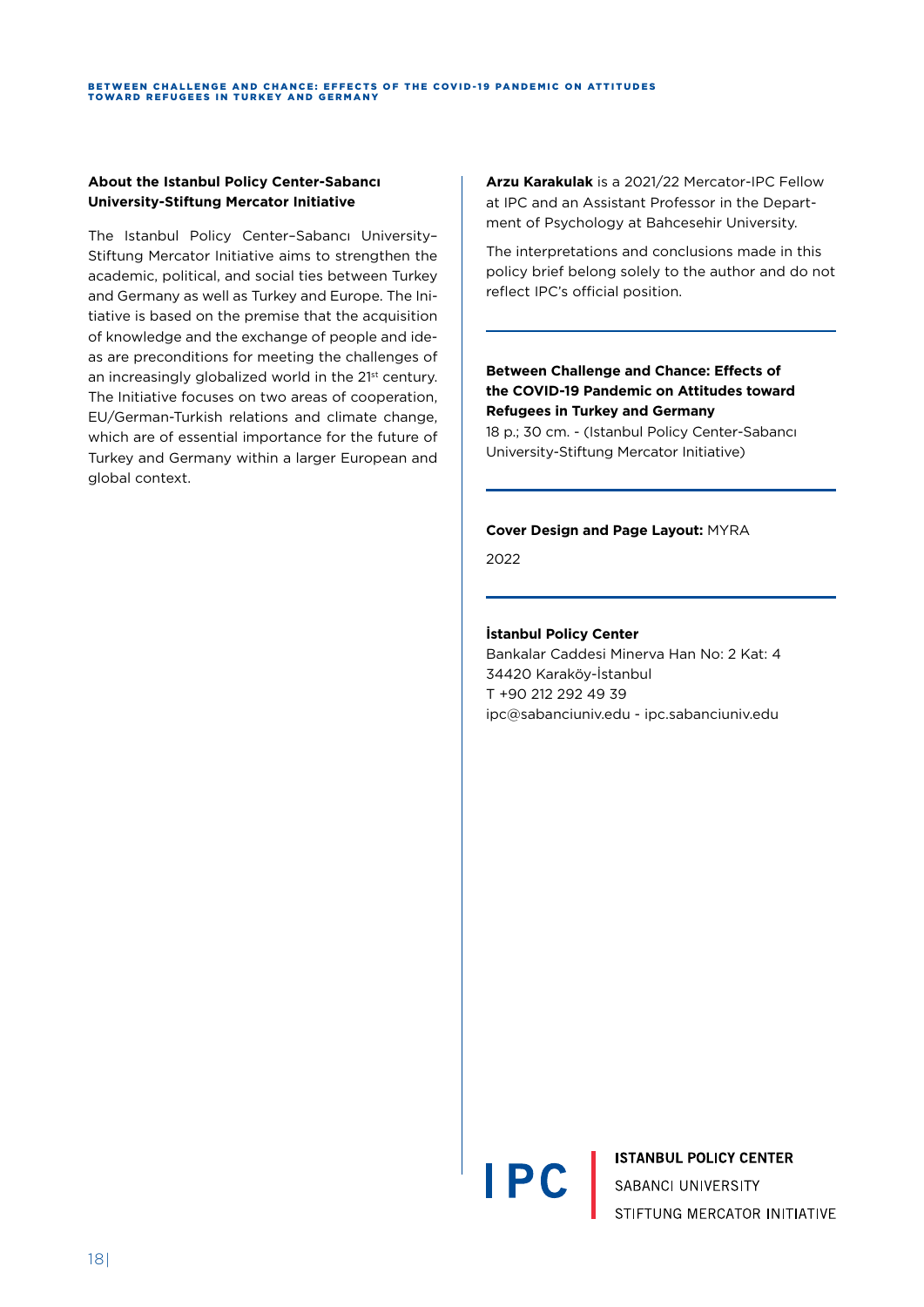**About the Istanbul Policy Center-Sabancı University-Stiftung Mercator Initiative**

The Istanbul Policy Center–Sabancı University–Stiftung Mercator Initiative aims to strengthen the academic, political, and social ties between Turkey and Germany as well as Turkey and Europe. The Initiative is based on the premise that the acquisition of knowledge and the exchange of people and ideas are preconditions for meeting the challenges of an increasingly globalized world in the 21st century. The Initiative focuses on two areas of cooperation, EU/German-Turkish relations and climate change, which are of essential importance for the future of Turkey and Germany within a larger European and global context.

**Arzu Karakulak** is a 2021/22 Mercator-IPC Fellow at IPC and an Assistant Professor in the Department of Psychology at Bahcesehir University.

The interpretations and conclusions made in this policy brief belong solely to the author and do not reflect IPC's official position.

---

**Between Challenge and Chance: Effects of the COVID-19 Pandemic on Attitudes toward Refugees in Turkey and Germany**
18 p.; 30 cm. - (Istanbul Policy Center-Sabancı University-Stiftung Mercator Initiative)

---

**Cover Design and Page Layout:** MYRA

2022

---

**İstanbul Policy Center**
Bankalar Caddesi Minerva Han No: 2 Kat: 4
34420 Karaköy-İstanbul
T +90 212 292 49 39
ipc@sabanciuniv.edu - ipc.sabanciuniv.edu

IPC

**ISTANBUL POLICY CENTER**
SABANCI UNIVERSITY
STIFTUNG MERCATOR INITIATIVE